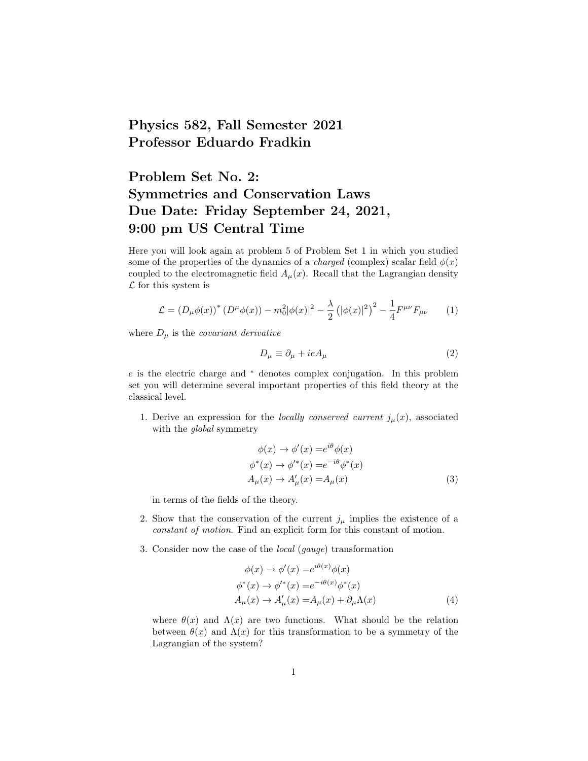# Physics 582, Fall Semester 2021
# Professor Eduardo Fradkin

# Problem Set No. 2: Symmetries and Conservation Laws Due Date: Friday September 24, 2021, 9:00 pm US Central Time

Here you will look again at problem 5 of Problem Set 1 in which you studied some of the properties of the dynamics of a *charged* (complex) scalar field $\phi(x)$ coupled to the electromagnetic field $A_\mu(x)$. Recall that the Lagrangian density $\mathcal{L}$ for this system is

$$\mathcal{L} = \left(D_\mu \phi(x)\right)^* \left(D^\mu \phi(x)\right) - m_0^2 |\phi(x)|^2 - \frac{\lambda}{2}\left(|\phi(x)|^2\right)^2 - \frac{1}{4} F^{\mu\nu} F_{\mu\nu} \tag{1}$$

where $D_\mu$ is the *covariant derivative*

$$D_\mu \equiv \partial_\mu + ieA_\mu \tag{2}$$

$e$ is the electric charge and $^*$ denotes complex conjugation. In this problem set you will determine several important properties of this field theory at the classical level.

1. Derive an expression for the *locally conserved current* $j_\mu(x)$, associated with the *global* symmetry

$$\begin{aligned} \phi(x) \to \phi'(x) =& e^{i\theta} \phi(x) \\ \phi^*(x) \to \phi'^*(x) =& e^{-i\theta} \phi^*(x) \\ A_\mu(x) \to A'_\mu(x) =& A_\mu(x) \end{aligned} \tag{3}$$

   in terms of the fields of the theory.

2. Show that the conservation of the current $j_\mu$ implies the existence of a *constant of motion*. Find an explicit form for this constant of motion.

3. Consider now the case of the *local* (*gauge*) transformation

$$\begin{aligned} \phi(x) \to \phi'(x) =& e^{i\theta(x)} \phi(x) \\ \phi^*(x) \to \phi'^*(x) =& e^{-i\theta(x)} \phi^*(x) \\ A_\mu(x) \to A'_\mu(x) =& A_\mu(x) + \partial_\mu \Lambda(x) \end{aligned} \tag{4}$$

   where $\theta(x)$ and $\Lambda(x)$ are two functions. What should be the relation between $\theta(x)$ and $\Lambda(x)$ for this transformation to be a symmetry of the Lagrangian of the system?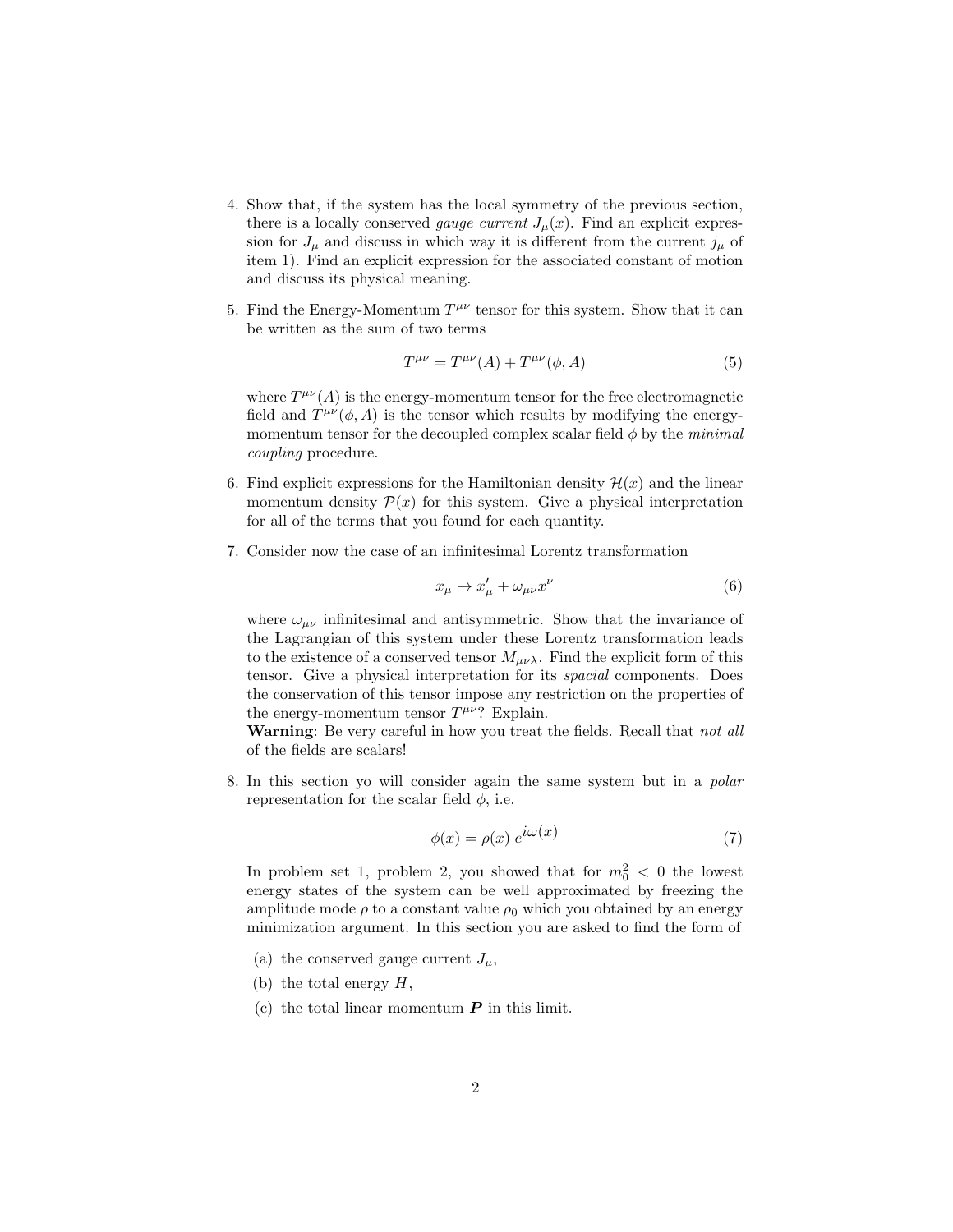4. Show that, if the system has the local symmetry of the previous section, there is a locally conserved *gauge current* $J_\mu(x)$. Find an explicit expression for $J_\mu$ and discuss in which way it is different from the current $j_\mu$ of item 1). Find an explicit expression for the associated constant of motion and discuss its physical meaning.

5. Find the Energy-Momentum $T^{\mu\nu}$ tensor for this system. Show that it can be written as the sum of two terms

$$T^{\mu\nu} = T^{\mu\nu}(A) + T^{\mu\nu}(\phi, A) \tag{5}$$

where $T^{\mu\nu}(A)$ is the energy-momentum tensor for the free electromagnetic field and $T^{\mu\nu}(\phi, A)$ is the tensor which results by modifying the energy-momentum tensor for the decoupled complex scalar field $\phi$ by the *minimal coupling* procedure.

6. Find explicit expressions for the Hamiltonian density $\mathcal{H}(x)$ and the linear momentum density $\mathcal{P}(x)$ for this system. Give a physical interpretation for all of the terms that you found for each quantity.

7. Consider now the case of an infinitesimal Lorentz transformation

$$x_\mu \to x'_\mu + \omega_{\mu\nu} x^\nu \tag{6}$$

where $\omega_{\mu\nu}$ infinitesimal and antisymmetric. Show that the invariance of the Lagrangian of this system under these Lorentz transformation leads to the existence of a conserved tensor $M_{\mu\nu\lambda}$. Find the explicit form of this tensor. Give a physical interpretation for its *spacial* components. Does the conservation of this tensor impose any restriction on the properties of the energy-momentum tensor $T^{\mu\nu}$? Explain.
**Warning**: Be very careful in how you treat the fields. Recall that *not all* of the fields are scalars!

8. In this section yo will consider again the same system but in a *polar* representation for the scalar field $\phi$, i.e.

$$\phi(x) = \rho(x)\; e^{i\omega(x)} \tag{7}$$

In problem set 1, problem 2, you showed that for $m_0^2 < 0$ the lowest energy states of the system can be well approximated by freezing the amplitude mode $\rho$ to a constant value $\rho_0$ which you obtained by an energy minimization argument. In this section you are asked to find the form of

   (a) the conserved gauge current $J_\mu$,

   (b) the total energy $H$,

   (c) the total linear momentum $\boldsymbol{P}$ in this limit.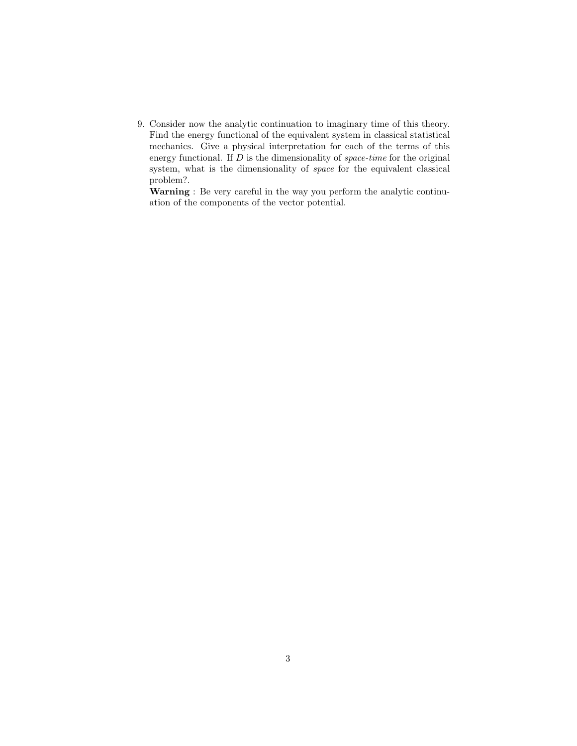9. Consider now the analytic continuation to imaginary time of this theory. Find the energy functional of the equivalent system in classical statistical mechanics. Give a physical interpretation for each of the terms of this energy functional. If $D$ is the dimensionality of *space-time* for the original system, what is the dimensionality of *space* for the equivalent classical problem?.

   **Warning** : Be very careful in the way you perform the analytic continuation of the components of the vector potential.